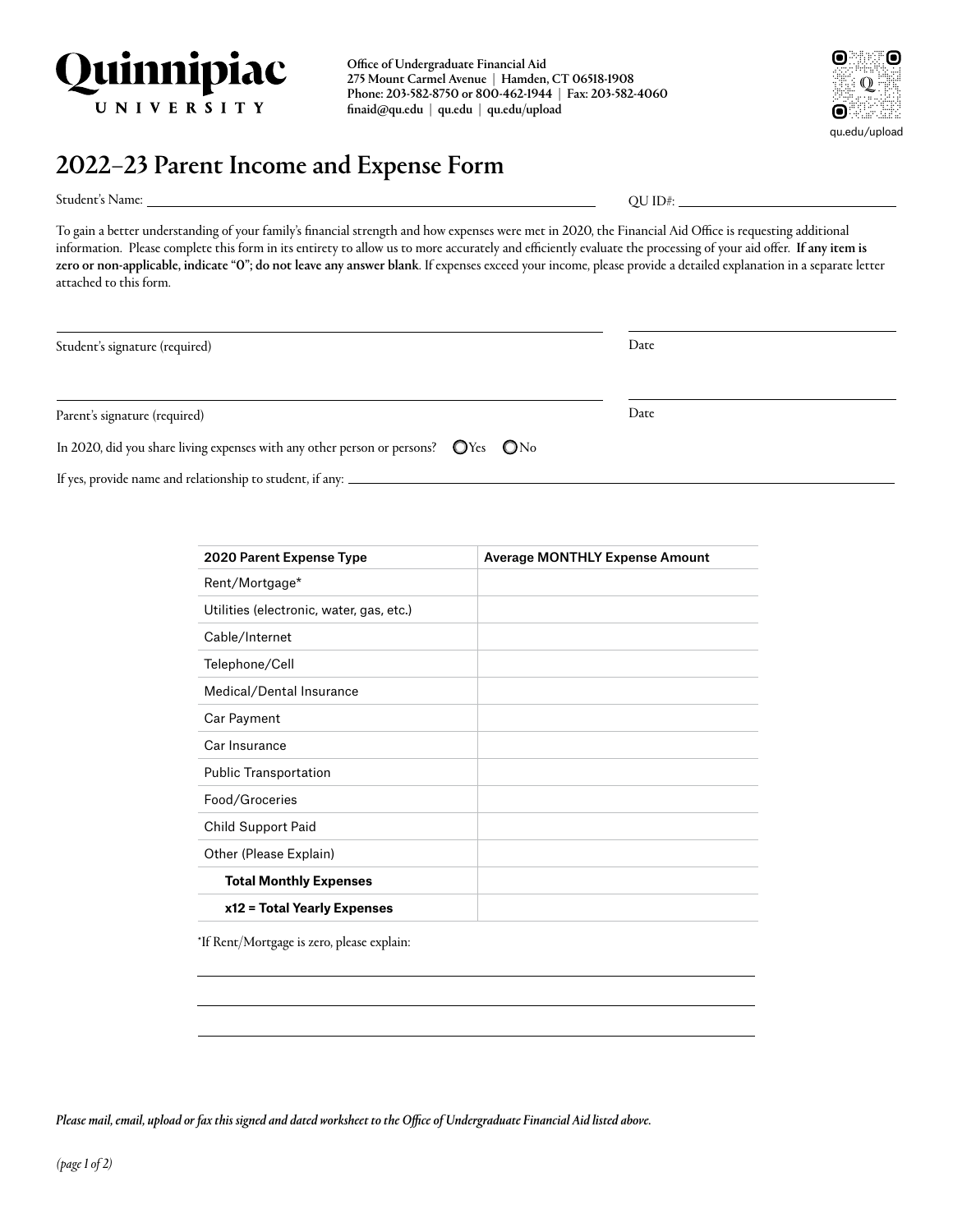**Quinnipiac UNIVERSITY**

**Office of Undergraduate Financial Aid**
**275 Mount Carmel Avenue | Hamden, CT 06518-1908**
**Phone: 203-582-8750 or 800-462-1944 | Fax: 203-582-4060**
**finaid@qu.edu | qu.edu | qu.edu/upload**

qu.edu/upload

# 2022–23 Parent Income and Expense Form

Student's Name: ______________________________ QU ID#: ______________________________

To gain a better understanding of your family's financial strength and how expenses were met in 2020, the Financial Aid Office is requesting additional information. Please complete this form in its entirety to allow us to more accurately and efficiently evaluate the processing of your aid offer. **If any item is zero or non-applicable, indicate "0"; do not leave any answer blank**. If expenses exceed your income, please provide a detailed explanation in a separate letter attached to this form.

______________________________ ______________________________
Student's signature (required) Date

______________________________ ______________________________
Parent's signature (required) Date

In 2020, did you share living expenses with any other person or persons? ◯ Yes ◯ No

If yes, provide name and relationship to student, if any: ______________________________

| 2020 Parent Expense Type | Average MONTHLY Expense Amount |
|---|---|
| Rent/Mortgage* | |
| Utilities (electronic, water, gas, etc.) | |
| Cable/Internet | |
| Telephone/Cell | |
| Medical/Dental Insurance | |
| Car Payment | |
| Car Insurance | |
| Public Transportation | |
| Food/Groceries | |
| Child Support Paid | |
| Other (Please Explain) | |
| **Total Monthly Expenses** | |
| **x12 = Total Yearly Expenses** | |

*If Rent/Mortgage is zero, please explain:

______________________________

______________________________

______________________________

*Please mail, email, upload or fax this signed and dated worksheet to the Office of Undergraduate Financial Aid listed above.*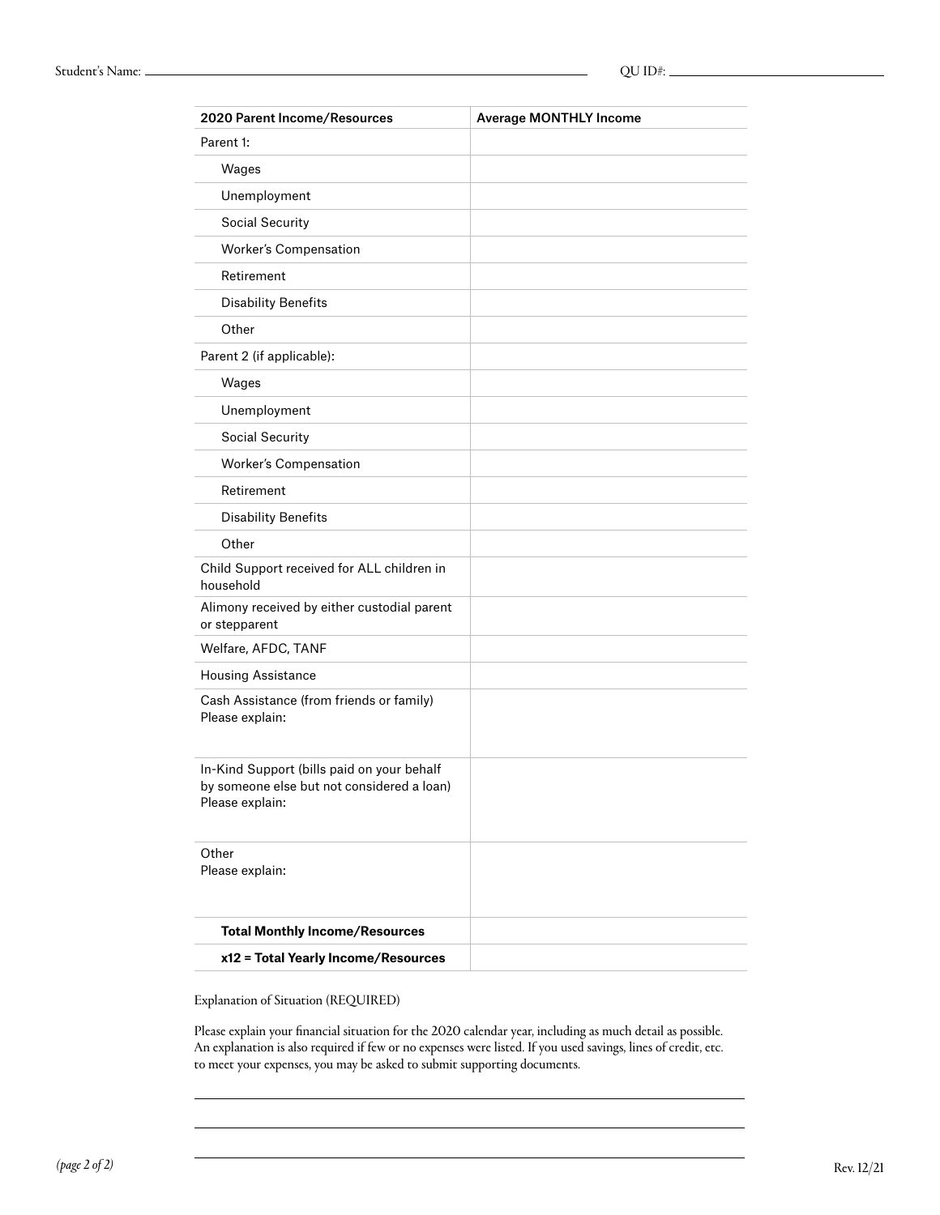Student's Name: ______________________ QU ID#: ______________

| 2020 Parent Income/Resources | Average MONTHLY Income |
| --- | --- |
| Parent 1: | |
| Wages | |
| Unemployment | |
| Social Security | |
| Worker's Compensation | |
| Retirement | |
| Disability Benefits | |
| Other | |
| Parent 2 (if applicable): | |
| Wages | |
| Unemployment | |
| Social Security | |
| Worker's Compensation | |
| Retirement | |
| Disability Benefits | |
| Other | |
| Child Support received for ALL children in household | |
| Alimony received by either custodial parent or stepparent | |
| Welfare, AFDC, TANF | |
| Housing Assistance | |
| Cash Assistance (from friends or family) Please explain: | |
| In-Kind Support (bills paid on your behalf by someone else but not considered a loan) Please explain: | |
| Other Please explain: | |
| **Total Monthly Income/Resources** | |
| **x12 = Total Yearly Income/Resources** | |

Explanation of Situation (REQUIRED)

Please explain your financial situation for the 2020 calendar year, including as much detail as possible. An explanation is also required if few or no expenses were listed. If you used savings, lines of credit, etc. to meet your expenses, you may be asked to submit supporting documents.

______________________________________________________________________

______________________________________________________________________

______________________________________________________________________

Rev. 12/21